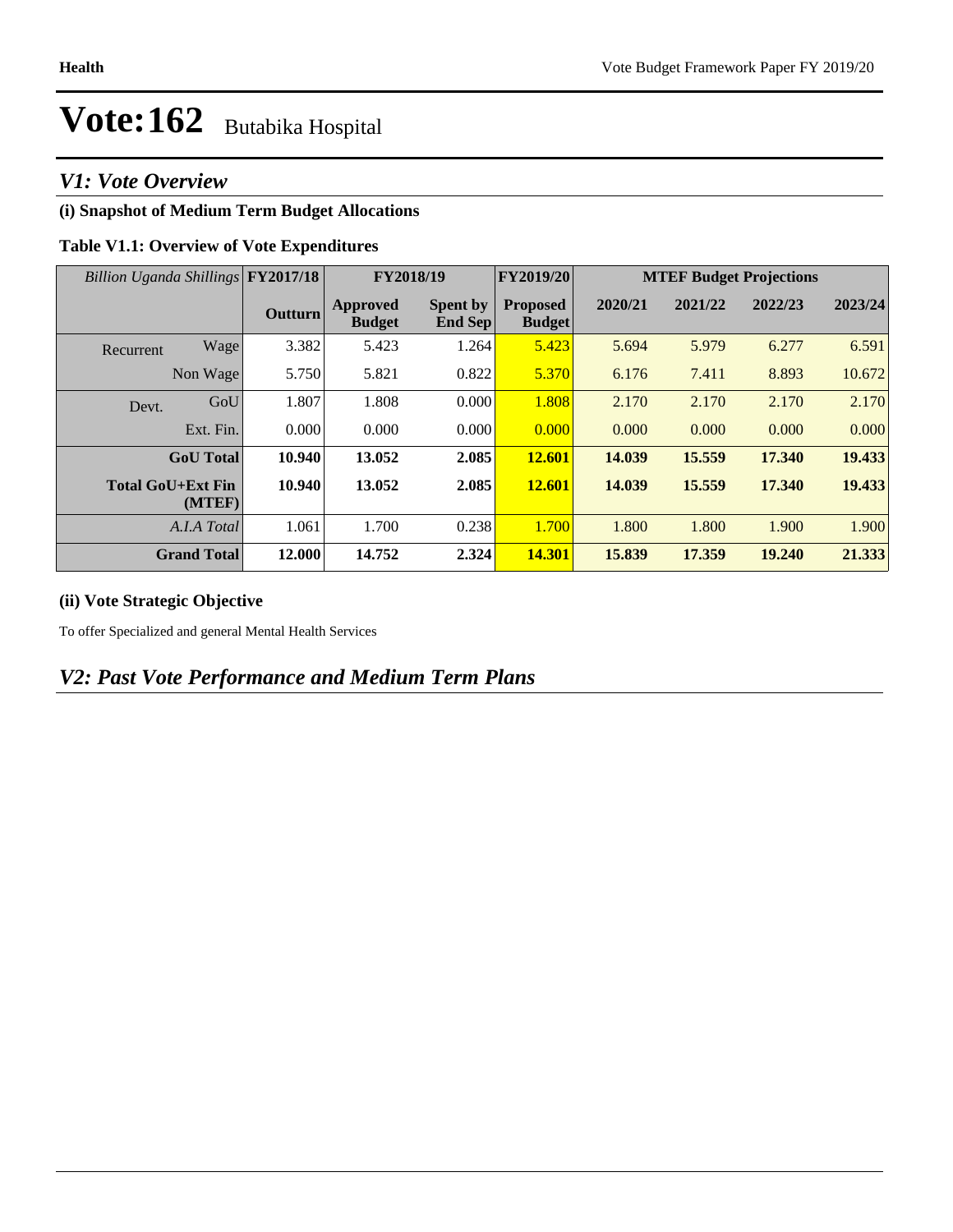# Vote:162 Butabika Hospital

## V1: Vote Overview

### (i) Snapshot of Medium Term Budget Allocations

**Table V1.1: Overview of Vote Expenditures**

| *Billion Uganda Shillings* | | FY2017/18 | FY2018/19 | | FY2019/20 | MTEF Budget Projections | | | |
|---|---|---|---|---|---|---|---|---|---|
| | | Outturn | Approved Budget | Spent by End Sep | Proposed Budget | 2020/21 | 2021/22 | 2022/23 | 2023/24 |
| Recurrent | Wage | 3.382 | 5.423 | 1.264 | 5.423 | 5.694 | 5.979 | 6.277 | 6.591 |
| | Non Wage | 5.750 | 5.821 | 0.822 | 5.370 | 6.176 | 7.411 | 8.893 | 10.672 |
| Devt. | GoU | 1.807 | 1.808 | 0.000 | 1.808 | 2.170 | 2.170 | 2.170 | 2.170 |
| | Ext. Fin. | 0.000 | 0.000 | 0.000 | 0.000 | 0.000 | 0.000 | 0.000 | 0.000 |
| | **GoU Total** | **10.940** | **13.052** | **2.085** | **12.601** | **14.039** | **15.559** | **17.340** | **19.433** |
| | **Total GoU+Ext Fin (MTEF)** | **10.940** | **13.052** | **2.085** | **12.601** | **14.039** | **15.559** | **17.340** | **19.433** |
| | *A.I.A Total* | 1.061 | 1.700 | 0.238 | 1.700 | 1.800 | 1.800 | 1.900 | 1.900 |
| | **Grand Total** | **12.000** | **14.752** | **2.324** | **14.301** | **15.839** | **17.359** | **19.240** | **21.333** |

### (ii) Vote Strategic Objective

To offer Specialized and general Mental Health Services

## V2: Past Vote Performance and Medium Term Plans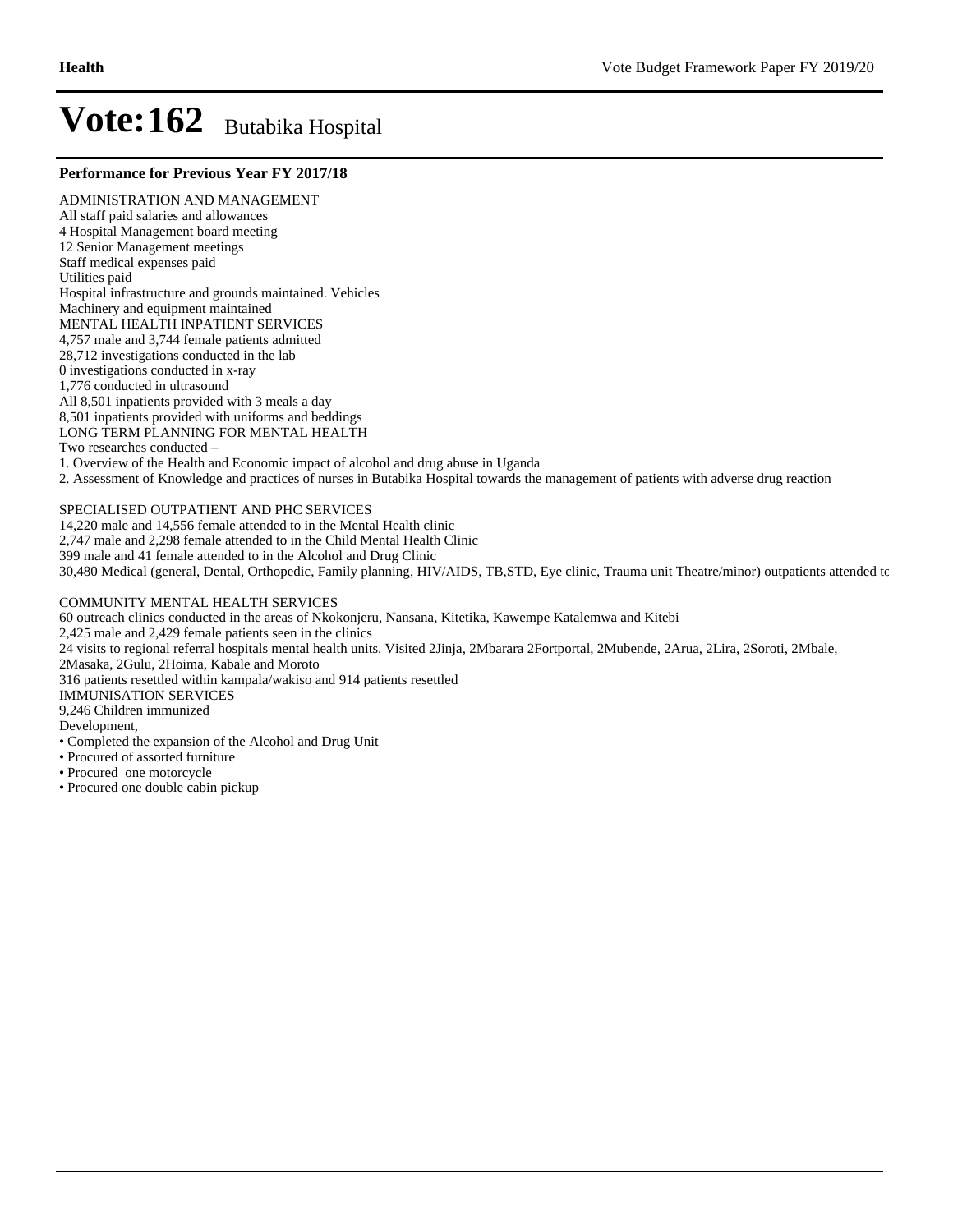# Vote:162 Butabika Hospital

**Performance for Previous Year FY 2017/18**

ADMINISTRATION AND MANAGEMENT
All staff paid salaries and allowances
4 Hospital Management board meeting
12 Senior Management meetings
Staff medical expenses paid
Utilities paid
Hospital infrastructure and grounds maintained. Vehicles
Machinery and equipment maintained
MENTAL HEALTH INPATIENT SERVICES
4,757 male and 3,744 female patients admitted
28,712 investigations conducted in the lab
0 investigations conducted in x-ray
1,776 conducted in ultrasound
All 8,501 inpatients provided with 3 meals a day
8,501 inpatients provided with uniforms and beddings
LONG TERM PLANNING FOR MENTAL HEALTH
Two researches conducted –
1. Overview of the Health and Economic impact of alcohol and drug abuse in Uganda
2. Assessment of Knowledge and practices of nurses in Butabika Hospital towards the management of patients with adverse drug reaction

SPECIALISED OUTPATIENT AND PHC SERVICES
14,220 male and 14,556 female attended to in the Mental Health clinic
2,747 male and 2,298 female attended to in the Child Mental Health Clinic
399 male and 41 female attended to in the Alcohol and Drug Clinic
30,480 Medical (general, Dental, Orthopedic, Family planning, HIV/AIDS, TB,STD, Eye clinic, Trauma unit Theatre/minor) outpatients attended to

COMMUNITY MENTAL HEALTH SERVICES
60 outreach clinics conducted in the areas of Nkokonjeru, Nansana, Kitetika, Kawempe Katalemwa and Kitebi
2,425 male and 2,429 female patients seen in the clinics
24 visits to regional referral hospitals mental health units. Visited 2Jinja, 2Mbarara 2Fortportal, 2Mubende, 2Arua, 2Lira, 2Soroti, 2Mbale, 2Masaka, 2Gulu, 2Hoima, Kabale and Moroto
316 patients resettled within kampala/wakiso and 914 patients resettled
IMMUNISATION SERVICES
9,246 Children immunized
Development,
- Completed the expansion of the Alcohol and Drug Unit
- Procured of assorted furniture
- Procured one motorcycle
- Procured one double cabin pickup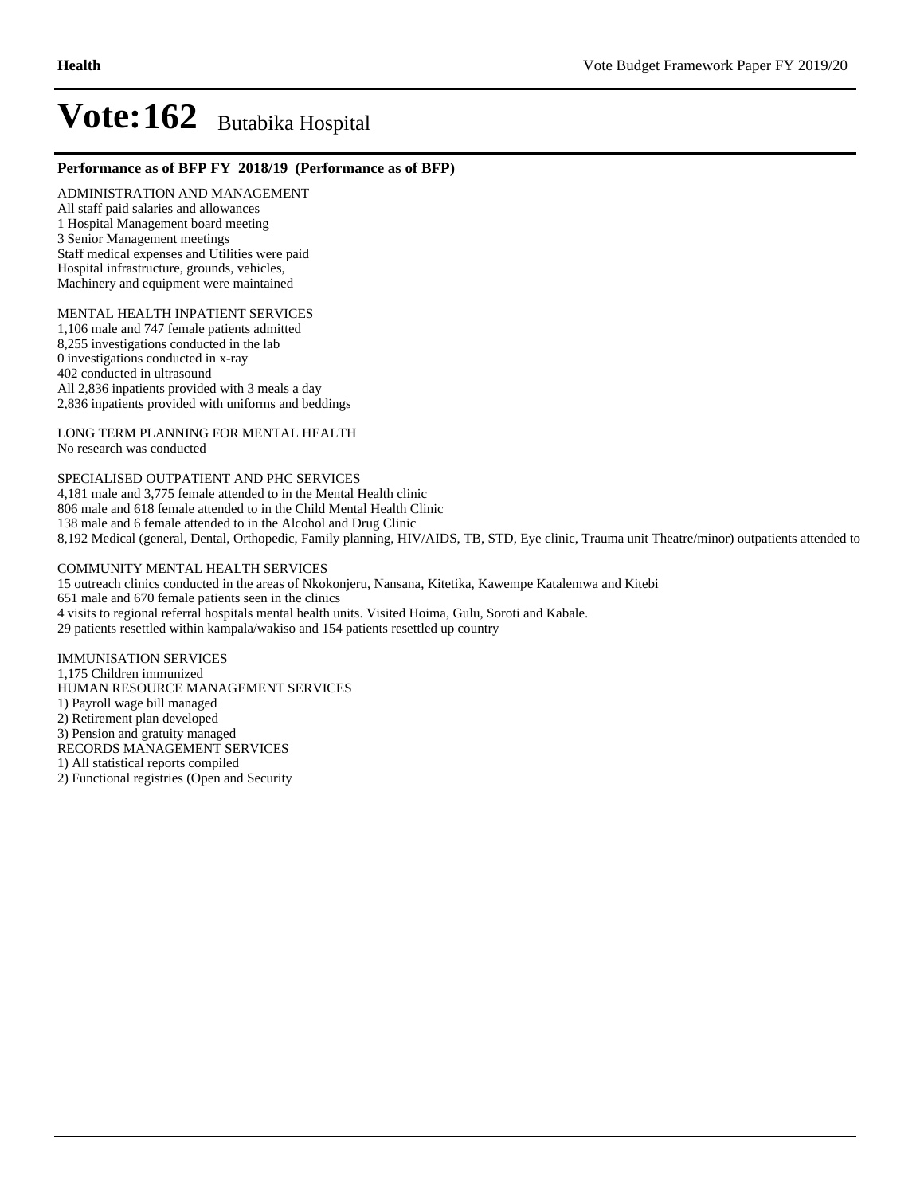# Vote:162 Butabika Hospital

**Performance as of BFP FY 2018/19 (Performance as of BFP)**

ADMINISTRATION AND MANAGEMENT
All staff paid salaries and allowances
1 Hospital Management board meeting
3 Senior Management meetings
Staff medical expenses and Utilities were paid
Hospital infrastructure, grounds, vehicles,
Machinery and equipment were maintained

MENTAL HEALTH INPATIENT SERVICES
1,106 male and 747 female patients admitted
8,255 investigations conducted in the lab
0 investigations conducted in x-ray
402 conducted in ultrasound
All 2,836 inpatients provided with 3 meals a day
2,836 inpatients provided with uniforms and beddings

LONG TERM PLANNING FOR MENTAL HEALTH
No research was conducted

SPECIALISED OUTPATIENT AND PHC SERVICES
4,181 male and 3,775 female attended to in the Mental Health clinic
806 male and 618 female attended to in the Child Mental Health Clinic
138 male and 6 female attended to in the Alcohol and Drug Clinic
8,192 Medical (general, Dental, Orthopedic, Family planning, HIV/AIDS, TB, STD, Eye clinic, Trauma unit Theatre/minor) outpatients attended to

COMMUNITY MENTAL HEALTH SERVICES
15 outreach clinics conducted in the areas of Nkokonjeru, Nansana, Kitetika, Kawempe Katalemwa and Kitebi
651 male and 670 female patients seen in the clinics
4 visits to regional referral hospitals mental health units. Visited Hoima, Gulu, Soroti and Kabale.
29 patients resettled within kampala/wakiso and 154 patients resettled up country

IMMUNISATION SERVICES
1,175 Children immunized
HUMAN RESOURCE MANAGEMENT SERVICES
1) Payroll wage bill managed
2) Retirement plan developed
3) Pension and gratuity managed
RECORDS MANAGEMENT SERVICES
1) All statistical reports compiled
2) Functional registries (Open and Security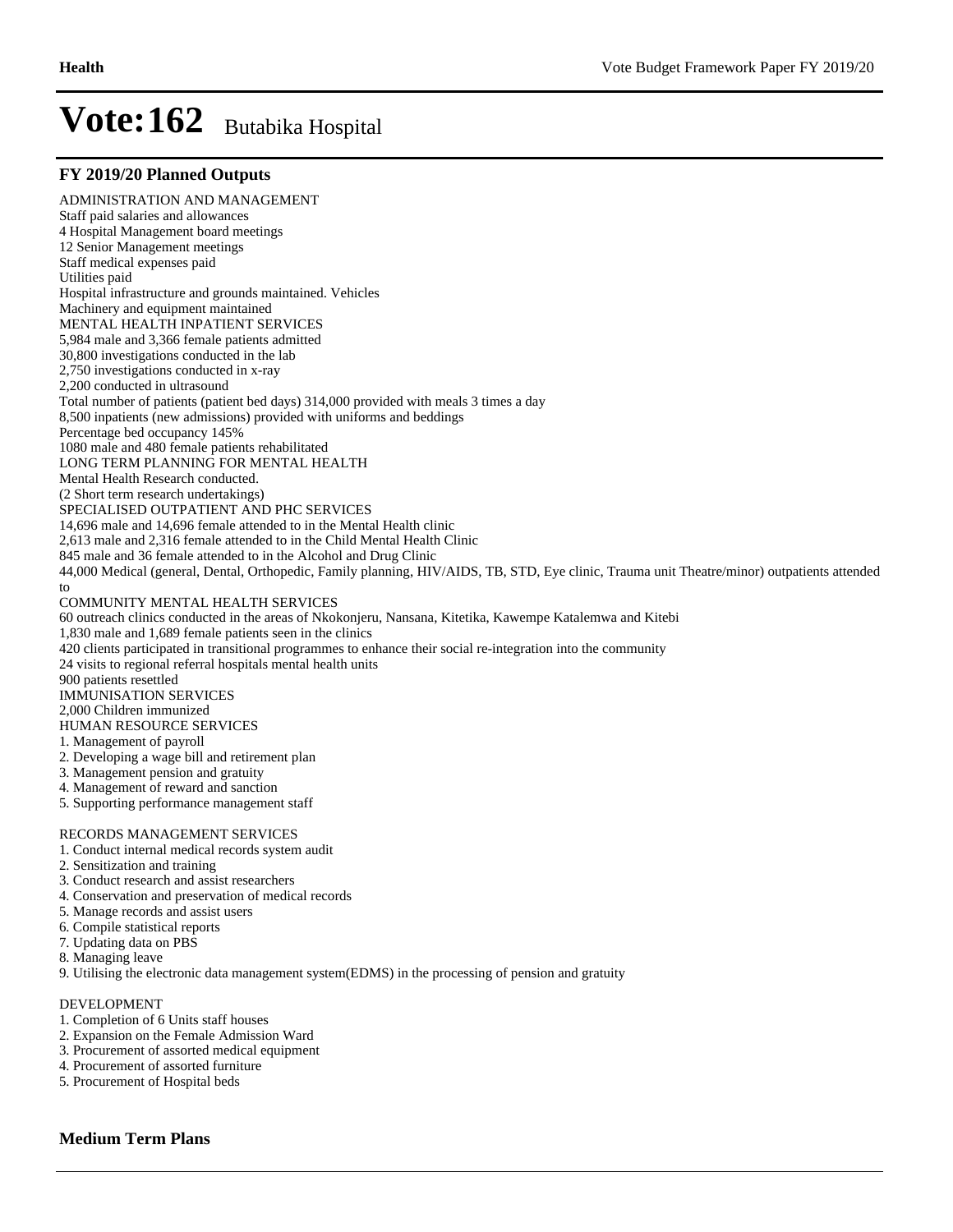# Vote:162 Butabika Hospital

## FY 2019/20 Planned Outputs

ADMINISTRATION AND MANAGEMENT
Staff paid salaries and allowances
4 Hospital Management board meetings
12 Senior Management meetings
Staff medical expenses paid
Utilities paid
Hospital infrastructure and grounds maintained. Vehicles
Machinery and equipment maintained
MENTAL HEALTH INPATIENT SERVICES
5,984 male and 3,366 female patients admitted
30,800 investigations conducted in the lab
2,750 investigations conducted in x-ray
2,200 conducted in ultrasound
Total number of patients (patient bed days) 314,000 provided with meals 3 times a day
8,500 inpatients (new admissions) provided with uniforms and beddings
Percentage bed occupancy 145%
1080 male and 480 female patients rehabilitated
LONG TERM PLANNING FOR MENTAL HEALTH
Mental Health Research conducted.
(2 Short term research undertakings)
SPECIALISED OUTPATIENT AND PHC SERVICES
14,696 male and 14,696 female attended to in the Mental Health clinic
2,613 male and 2,316 female attended to in the Child Mental Health Clinic
845 male and 36 female attended to in the Alcohol and Drug Clinic
44,000 Medical (general, Dental, Orthopedic, Family planning, HIV/AIDS, TB, STD, Eye clinic, Trauma unit Theatre/minor) outpatients attended to
COMMUNITY MENTAL HEALTH SERVICES
60 outreach clinics conducted in the areas of Nkokonjeru, Nansana, Kitetika, Kawempe Katalemwa and Kitebi
1,830 male and 1,689 female patients seen in the clinics
420 clients participated in transitional programmes to enhance their social re-integration into the community
24 visits to regional referral hospitals mental health units
900 patients resettled
IMMUNISATION SERVICES
2,000 Children immunized
HUMAN RESOURCE SERVICES
1. Management of payroll
2. Developing a wage bill and retirement plan
3. Management pension and gratuity
4. Management of reward and sanction
5. Supporting performance management staff

RECORDS MANAGEMENT SERVICES
1. Conduct internal medical records system audit
2. Sensitization and training
3. Conduct research and assist researchers
4. Conservation and preservation of medical records
5. Manage records and assist users
6. Compile statistical reports
7. Updating data on PBS
8. Managing leave
9. Utilising the electronic data management system(EDMS) in the processing of pension and gratuity

DEVELOPMENT
1. Completion of 6 Units staff houses
2. Expansion on the Female Admission Ward
3. Procurement of assorted medical equipment
4. Procurement of assorted furniture
5. Procurement of Hospital beds

## Medium Term Plans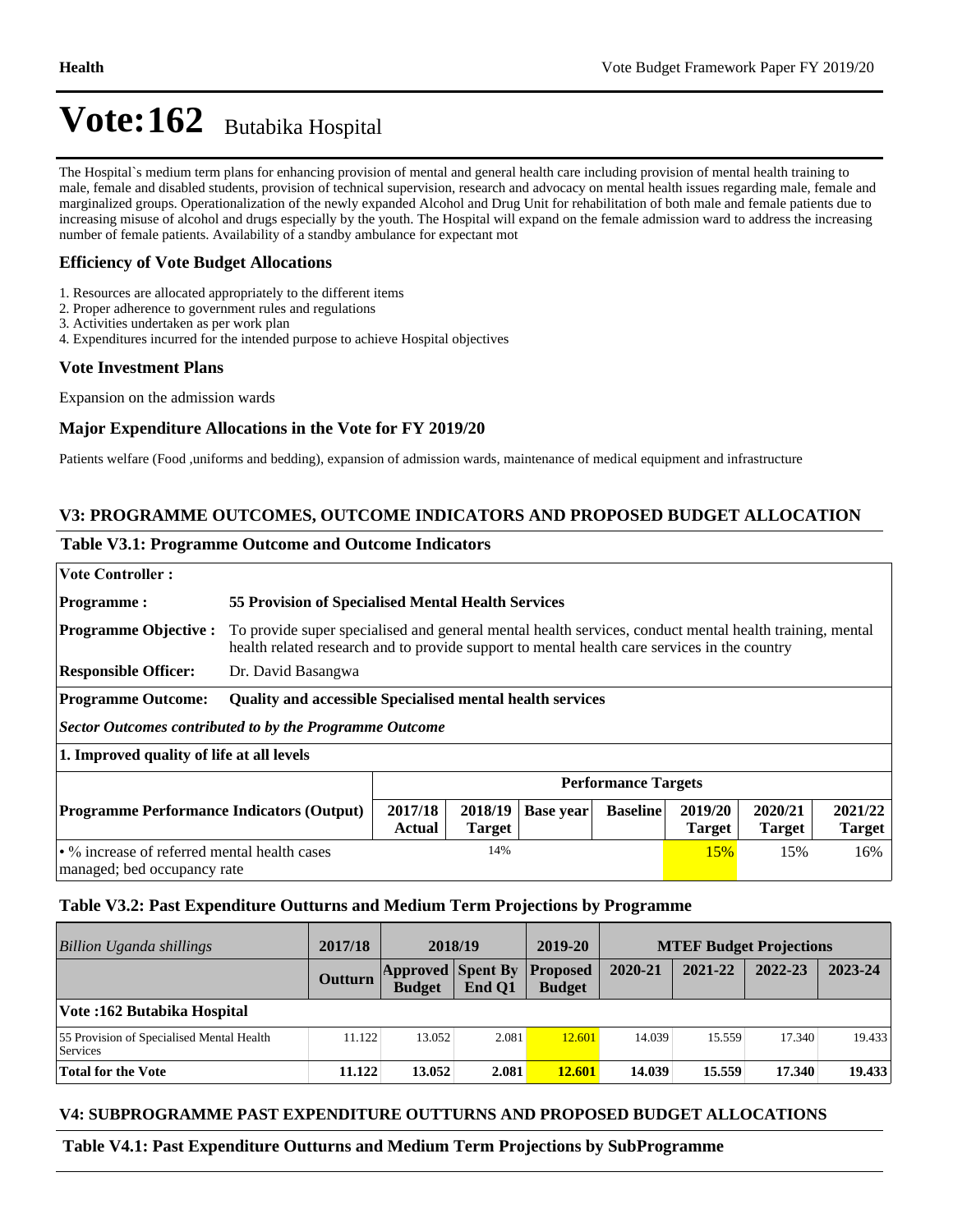# Vote:162 Butabika Hospital

The Hospital`s medium term plans for enhancing provision of mental and general health care including provision of mental health training to male, female and disabled students, provision of technical supervision, research and advocacy on mental health issues regarding male, female and marginalized groups. Operationalization of the newly expanded Alcohol and Drug Unit for rehabilitation of both male and female patients due to increasing misuse of alcohol and drugs especially by the youth. The Hospital will expand on the female admission ward to address the increasing number of female patients. Availability of a standby ambulance for expectant mot

### Efficiency of Vote Budget Allocations

1. Resources are allocated appropriately to the different items
2. Proper adherence to government rules and regulations
3. Activities undertaken as per work plan
4. Expenditures incurred for the intended purpose to achieve Hospital objectives

### Vote Investment Plans

Expansion on the admission wards

### Major Expenditure Allocations in the Vote for FY 2019/20

Patients welfare (Food ,uniforms and bedding), expansion of admission wards, maintenance of medical equipment and infrastructure

## V3: PROGRAMME OUTCOMES, OUTCOME INDICATORS AND PROPOSED BUDGET ALLOCATION

### Table V3.1: Programme Outcome and Outcome Indicators

**Vote Controller :**

**Programme :** **55 Provision of Specialised Mental Health Services**

**Programme Objective :** To provide super specialised and general mental health services, conduct mental health training, mental health related research and to provide support to mental health care services in the country

**Responsible Officer:** Dr. David Basangwa

**Programme Outcome:** **Quality and accessible Specialised mental health services**

***Sector Outcomes contributed to by the Programme Outcome***

**1. Improved quality of life at all levels**

| | Performance Targets | | | | | | |
|---|---|---|---|---|---|---|---|
| **Programme Performance Indicators (Output)** | **2017/18 Actual** | **2018/19 Target** | **Base year** | **Baseline** | **2019/20 Target** | **2020/21 Target** | **2021/22 Target** |
| • % increase of referred mental health cases managed; bed occupancy rate | | 14% | | | 15% | 15% | 16% |

### Table V3.2: Past Expenditure Outturns and Medium Term Projections by Programme

| *Billion Uganda shillings* | 2017/18 | 2018/19 | | 2019-20 | MTEF Budget Projections | | | |
|---|---|---|---|---|---|---|---|---|
| | **Outturn** | **Approved Budget** | **Spent By End Q1** | **Proposed Budget** | **2020-21** | **2021-22** | **2022-23** | **2023-24** |
| **Vote :162 Butabika Hospital** | | | | | | | | |
| 55 Provision of Specialised Mental Health Services | 11.122 | 13.052 | 2.081 | 12.601 | 14.039 | 15.559 | 17.340 | 19.433 |
| **Total for the Vote** | **11.122** | **13.052** | **2.081** | **12.601** | **14.039** | **15.559** | **17.340** | **19.433** |

## V4: SUBPROGRAMME PAST EXPENDITURE OUTTURNS AND PROPOSED BUDGET ALLOCATIONS

### Table V4.1: Past Expenditure Outturns and Medium Term Projections by SubProgramme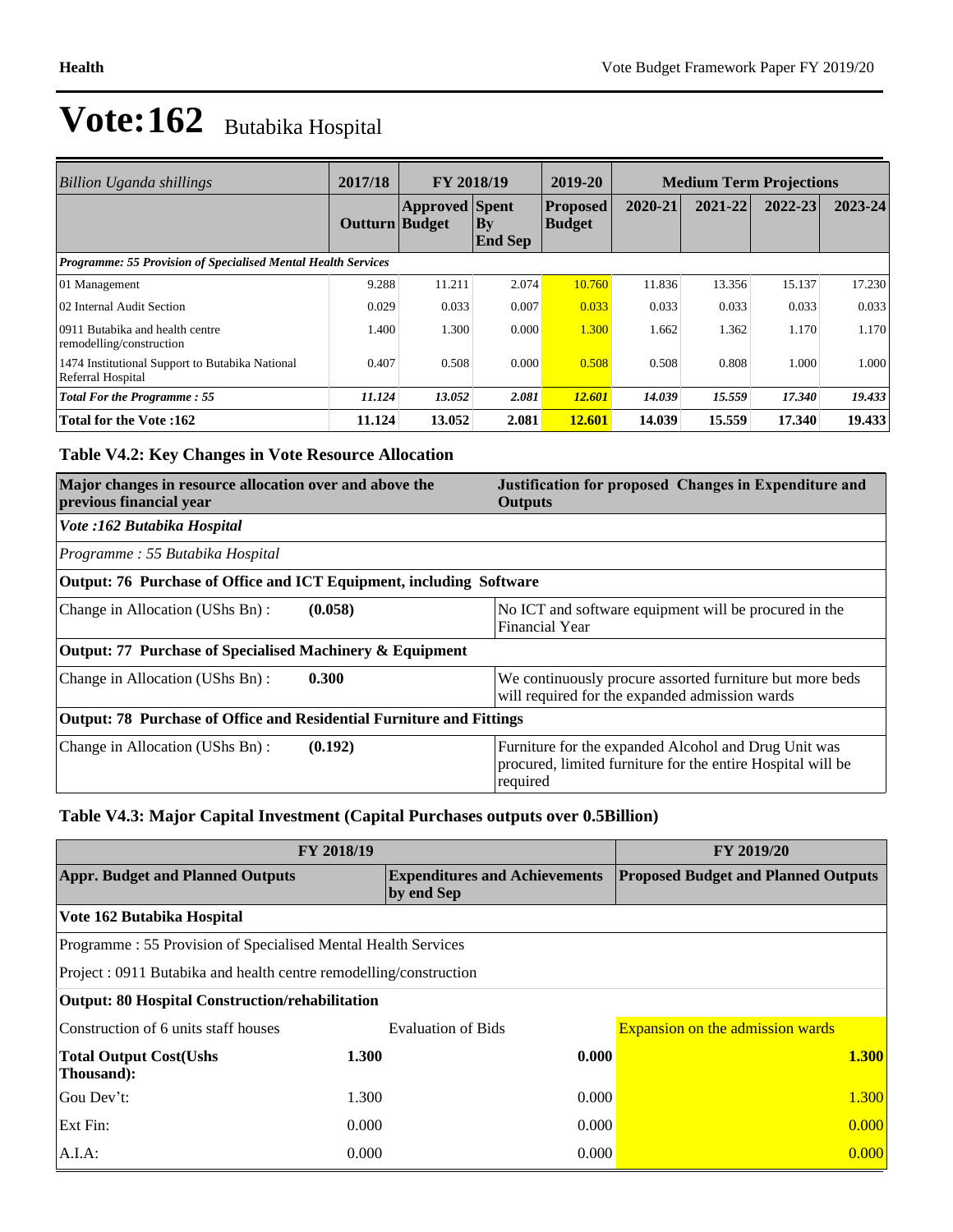# Vote:162 Butabika Hospital

| Billion Uganda shillings | 2017/18 | FY 2018/19 | | 2019-20 | Medium Term Projections | | | |
|---|---|---|---|---|---|---|---|---|
| | Outturn | Approved Budget | Spent By End Sep | Proposed Budget | 2020-21 | 2021-22 | 2022-23 | 2023-24 |
| ***Programme: 55 Provision of Specialised Mental Health Services*** | | | | | | | | |
| 01 Management | 9.288 | 11.211 | 2.074 | 10.760 | 11.836 | 13.356 | 15.137 | 17.230 |
| 02 Internal Audit Section | 0.029 | 0.033 | 0.007 | 0.033 | 0.033 | 0.033 | 0.033 | 0.033 |
| 0911 Butabika and health centre remodelling/construction | 1.400 | 1.300 | 0.000 | 1.300 | 1.662 | 1.362 | 1.170 | 1.170 |
| 1474 Institutional Support to Butabika National Referral Hospital | 0.407 | 0.508 | 0.000 | 0.508 | 0.508 | 0.808 | 1.000 | 1.000 |
| ***Total For the Programme : 55*** | ***11.124*** | ***13.052*** | ***2.081*** | ***12.601*** | ***14.039*** | ***15.559*** | ***17.340*** | ***19.433*** |
| **Total for the Vote :162** | **11.124** | **13.052** | **2.081** | **12.601** | **14.039** | **15.559** | **17.340** | **19.433** |

### Table V4.2: Key Changes in Vote Resource Allocation

| Major changes in resource allocation over and above the previous financial year | | Justification for proposed Changes in Expenditure and Outputs |
|---|---|---|
| ***Vote :162 Butabika Hospital*** | | |
| *Programme : 55 Butabika Hospital* | | |
| **Output: 76 Purchase of Office and ICT Equipment, including Software** | | |
| Change in Allocation (UShs Bn) : | **(0.058)** | No ICT and software equipment will be procured in the Financial Year |
| **Output: 77 Purchase of Specialised Machinery & Equipment** | | |
| Change in Allocation (UShs Bn) : | **0.300** | We continuously procure assorted furniture but more beds will required for the expanded admission wards |
| **Output: 78 Purchase of Office and Residential Furniture and Fittings** | | |
| Change in Allocation (UShs Bn) : | **(0.192)** | Furniture for the expanded Alcohol and Drug Unit was procured, limited furniture for the entire Hospital will be required |

### Table V4.3: Major Capital Investment (Capital Purchases outputs over 0.5Billion)

| FY 2018/19 | | | FY 2019/20 |
|---|---|---|---|
| **Appr. Budget and Planned Outputs** | | **Expenditures and Achievements by end Sep** | **Proposed Budget and Planned Outputs** |
| **Vote 162 Butabika Hospital** | | | |
| Programme : 55 Provision of Specialised Mental Health Services | | | |
| Project : 0911 Butabika and health centre remodelling/construction | | | |
| **Output: 80 Hospital Construction/rehabilitation** | | | |
| Construction of 6 units staff houses | | Evaluation of Bids | Expansion on the admission wards |
| **Total Output Cost(Ushs Thousand):** | **1.300** | **0.000** | **1.300** |
| Gou Dev't: | 1.300 | 0.000 | 1.300 |
| Ext Fin: | 0.000 | 0.000 | 0.000 |
| A.I.A: | 0.000 | 0.000 | 0.000 |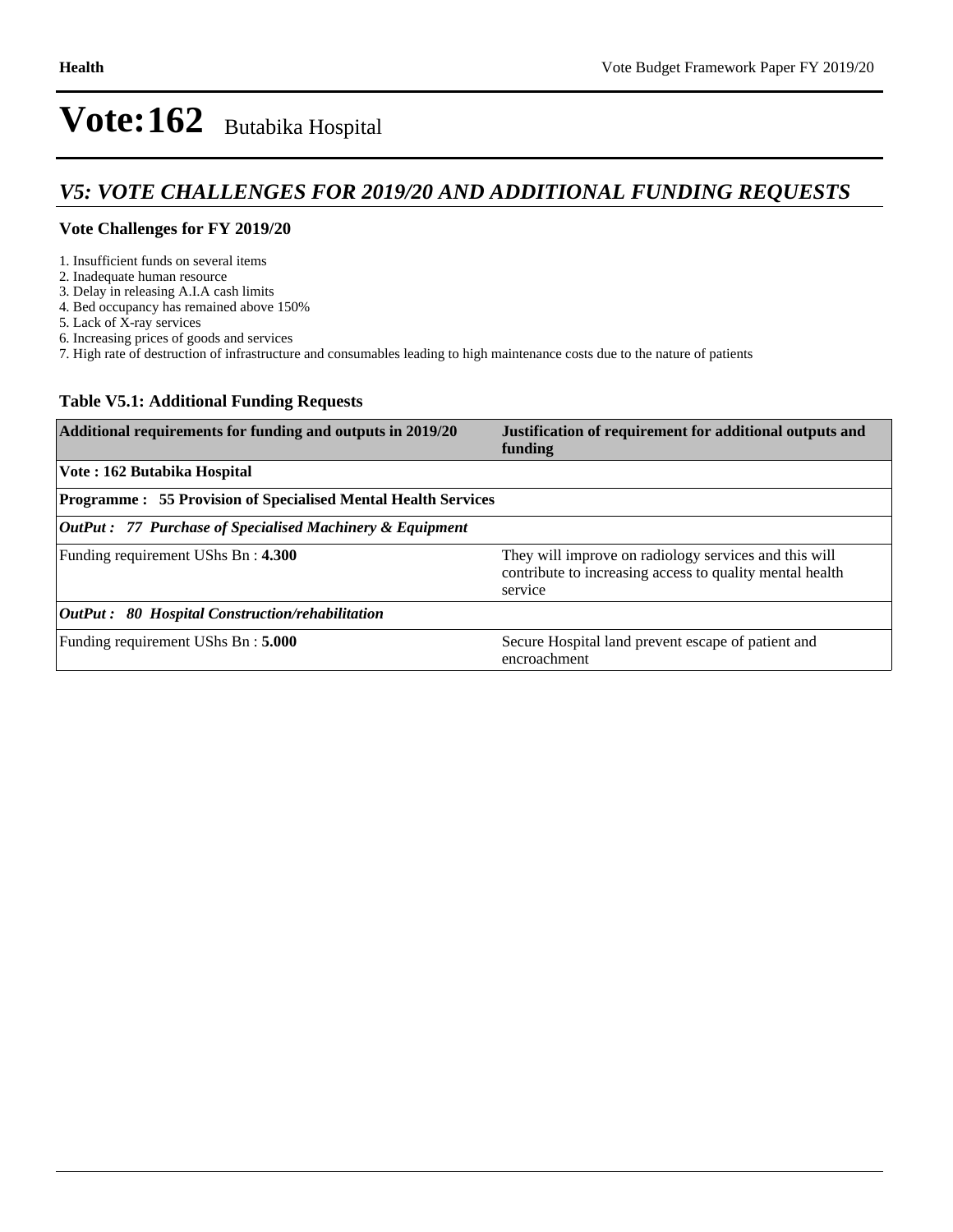# Vote:162 Butabika Hospital

## *V5: VOTE CHALLENGES FOR 2019/20 AND ADDITIONAL FUNDING REQUESTS*

### Vote Challenges for FY 2019/20

1. Insufficient funds on several items
2. Inadequate human resource
3. Delay in releasing A.I.A cash limits
4. Bed occupancy has remained above 150%
5. Lack of X-ray services
6. Increasing prices of goods and services
7. High rate of destruction of infrastructure and consumables leading to high maintenance costs due to the nature of patients

### Table V5.1: Additional Funding Requests

| Additional requirements for funding and outputs in 2019/20 | Justification of requirement for additional outputs and funding |
|---|---|
| **Vote : 162 Butabika Hospital** | |
| **Programme : 55 Provision of Specialised Mental Health Services** | |
| ***OutPut : 77 Purchase of Specialised Machinery & Equipment*** | |
| Funding requirement UShs Bn : **4.300** | They will improve on radiology services and this will contribute to increasing access to quality mental health service |
| ***OutPut : 80 Hospital Construction/rehabilitation*** | |
| Funding requirement UShs Bn : **5.000** | Secure Hospital land prevent escape of patient and encroachment |